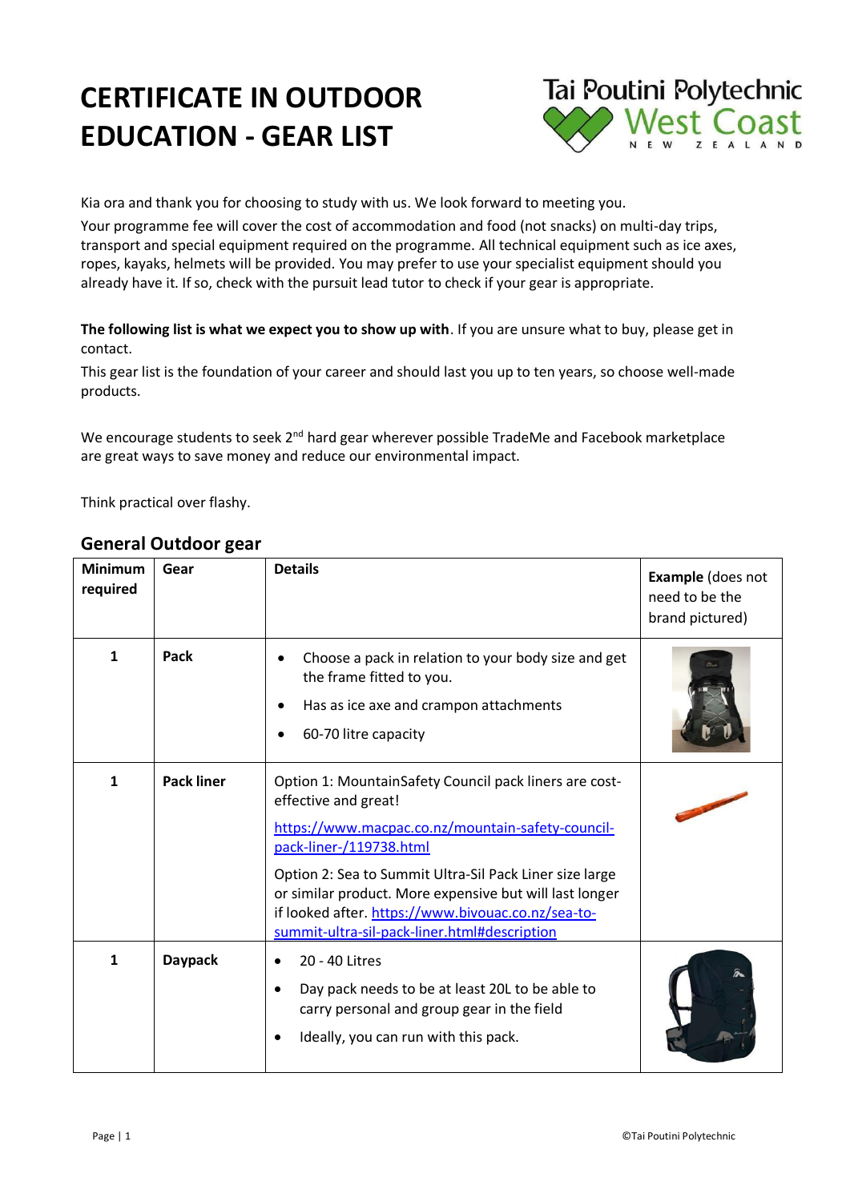# CERTIFICATE IN OUTDOOR EDUCATION - GEAR LIST

Kia ora and thank you for choosing to study with us. We look forward to meeting you.

Your programme fee will cover the cost of accommodation and food (not snacks) on multi-day trips, transport and special equipment required on the programme. All technical equipment such as ice axes, ropes, kayaks, helmets will be provided. You may prefer to use your specialist equipment should you already have it. If so, check with the pursuit lead tutor to check if your gear is appropriate.

**The following list is what we expect you to show up with**. If you are unsure what to buy, please get in contact.

This gear list is the foundation of your career and should last you up to ten years, so choose well-made products.

We encourage students to seek 2nd hard gear wherever possible TradeMe and Facebook marketplace are great ways to save money and reduce our environmental impact.

Think practical over flashy.

## General Outdoor gear

| Minimum required | Gear | Details | Example (does not need to be the brand pictured) |
|---|---|---|---|
| 1 | Pack | • Choose a pack in relation to your body size and get the frame fitted to you.<br>• Has as ice axe and crampon attachments<br>• 60-70 litre capacity | |
| 1 | Pack liner | Option 1: MountainSafety Council pack liners are cost-effective and great!<br>https://www.macpac.co.nz/mountain-safety-council-pack-liner-/119738.html<br>Option 2: Sea to Summit Ultra-Sil Pack Liner size large or similar product. More expensive but will last longer if looked after. https://www.bivouac.co.nz/sea-to-summit-ultra-sil-pack-liner.html#description | |
| 1 | Daypack | • 20 - 40 Litres<br>• Day pack needs to be at least 20L to be able to carry personal and group gear in the field<br>• Ideally, you can run with this pack. | |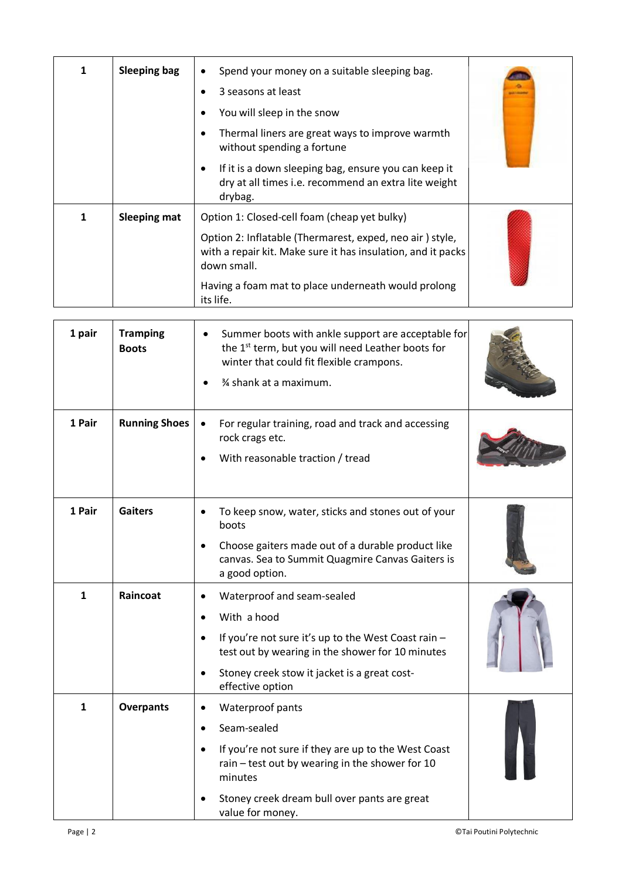| | | | |
|---|---|---|---|
| 1 | **Sleeping bag** | • Spend your money on a suitable sleeping bag.<br>• 3 seasons at least<br>• You will sleep in the snow<br>• Thermal liners are great ways to improve warmth without spending a fortune<br>• If it is a down sleeping bag, ensure you can keep it dry at all times i.e. recommend an extra lite weight drybag. | |
| 1 | **Sleeping mat** | Option 1: Closed-cell foam (cheap yet bulky)<br>Option 2: Inflatable (Thermarest, exped, neo air ) style, with a repair kit. Make sure it has insulation, and it packs down small.<br>Having a foam mat to place underneath would prolong its life. | |

| | | | |
|---|---|---|---|
| 1 pair | **Tramping Boots** | • Summer boots with ankle support are acceptable for the 1st term, but you will need Leather boots for winter that could fit flexible crampons.<br>• ¾ shank at a maximum. | |
| 1 Pair | **Running Shoes** | • For regular training, road and track and accessing rock crags etc.<br>• With reasonable traction / tread | |
| 1 Pair | **Gaiters** | • To keep snow, water, sticks and stones out of your boots<br>• Choose gaiters made out of a durable product like canvas. Sea to Summit Quagmire Canvas Gaiters is a good option. | |
| 1 | **Raincoat** | • Waterproof and seam-sealed<br>• With a hood<br>• If you're not sure it's up to the West Coast rain – test out by wearing in the shower for 10 minutes<br>• Stoney creek stow it jacket is a great cost-effective option | |
| 1 | **Overpants** | • Waterproof pants<br>• Seam-sealed<br>• If you're not sure if they are up to the West Coast rain – test out by wearing in the shower for 10 minutes<br>• Stoney creek dream bull over pants are great value for money. | |

©Tai Poutini Polytechnic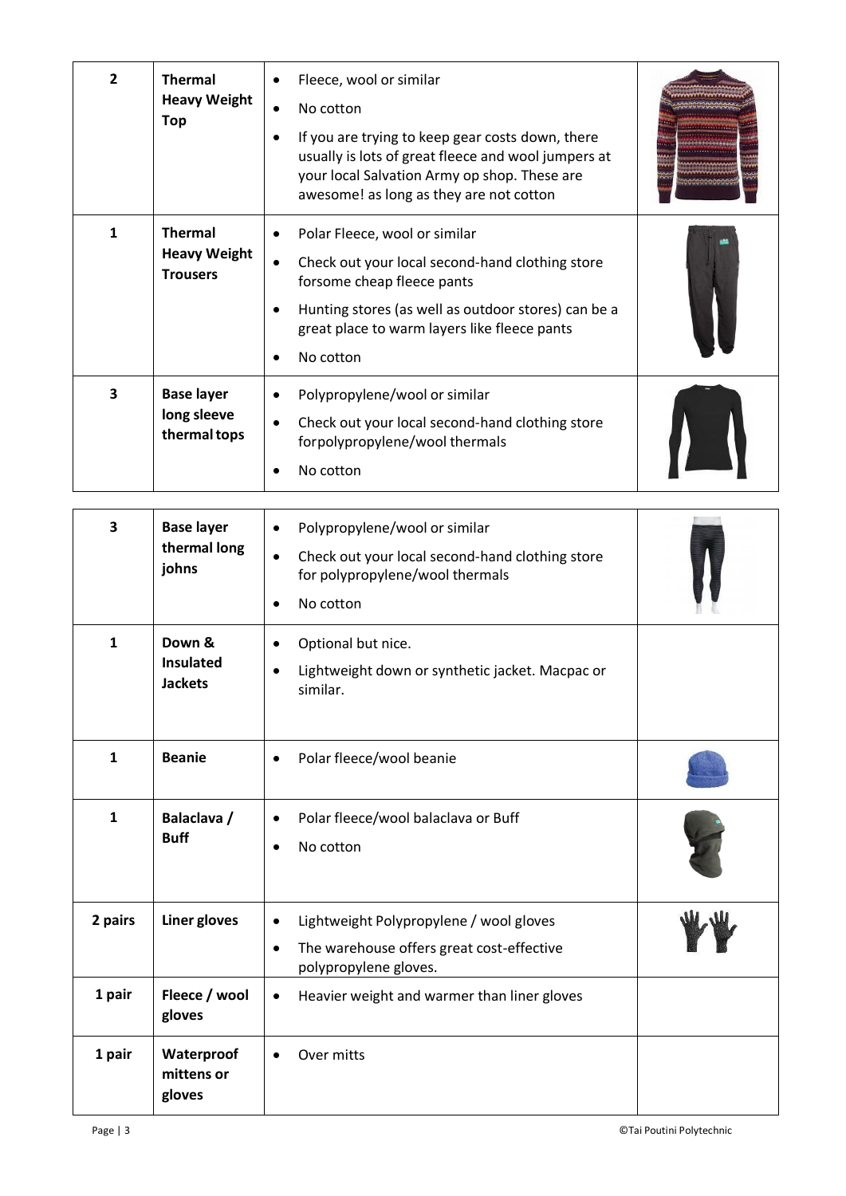| | | | |
|---|---|---|---|
| 2 | **Thermal Heavy Weight Top** | • Fleece, wool or similar<br>• No cotton<br>• If you are trying to keep gear costs down, there usually is lots of great fleece and wool jumpers at your local Salvation Army op shop. These are awesome! as long as they are not cotton | |
| 1 | **Thermal Heavy Weight Trousers** | • Polar Fleece, wool or similar<br>• Check out your local second-hand clothing store forsome cheap fleece pants<br>• Hunting stores (as well as outdoor stores) can be a great place to warm layers like fleece pants<br>• No cotton | |
| 3 | **Base layer long sleeve thermal tops** | • Polypropylene/wool or similar<br>• Check out your local second-hand clothing store forpolypropylene/wool thermals<br>• No cotton | |
| 3 | **Base layer thermal long johns** | • Polypropylene/wool or similar<br>• Check out your local second-hand clothing store for polypropylene/wool thermals<br>• No cotton | |
| 1 | **Down & Insulated Jackets** | • Optional but nice.<br>• Lightweight down or synthetic jacket. Macpac or similar. | |
| 1 | **Beanie** | • Polar fleece/wool beanie | |
| 1 | **Balaclava / Buff** | • Polar fleece/wool balaclava or Buff<br>• No cotton | |
| 2 pairs | **Liner gloves** | • Lightweight Polypropylene / wool gloves<br>• The warehouse offers great cost-effective polypropylene gloves. | |
| 1 pair | **Fleece / wool gloves** | • Heavier weight and warmer than liner gloves | |
| 1 pair | **Waterproof mittens or gloves** | • Over mitts | |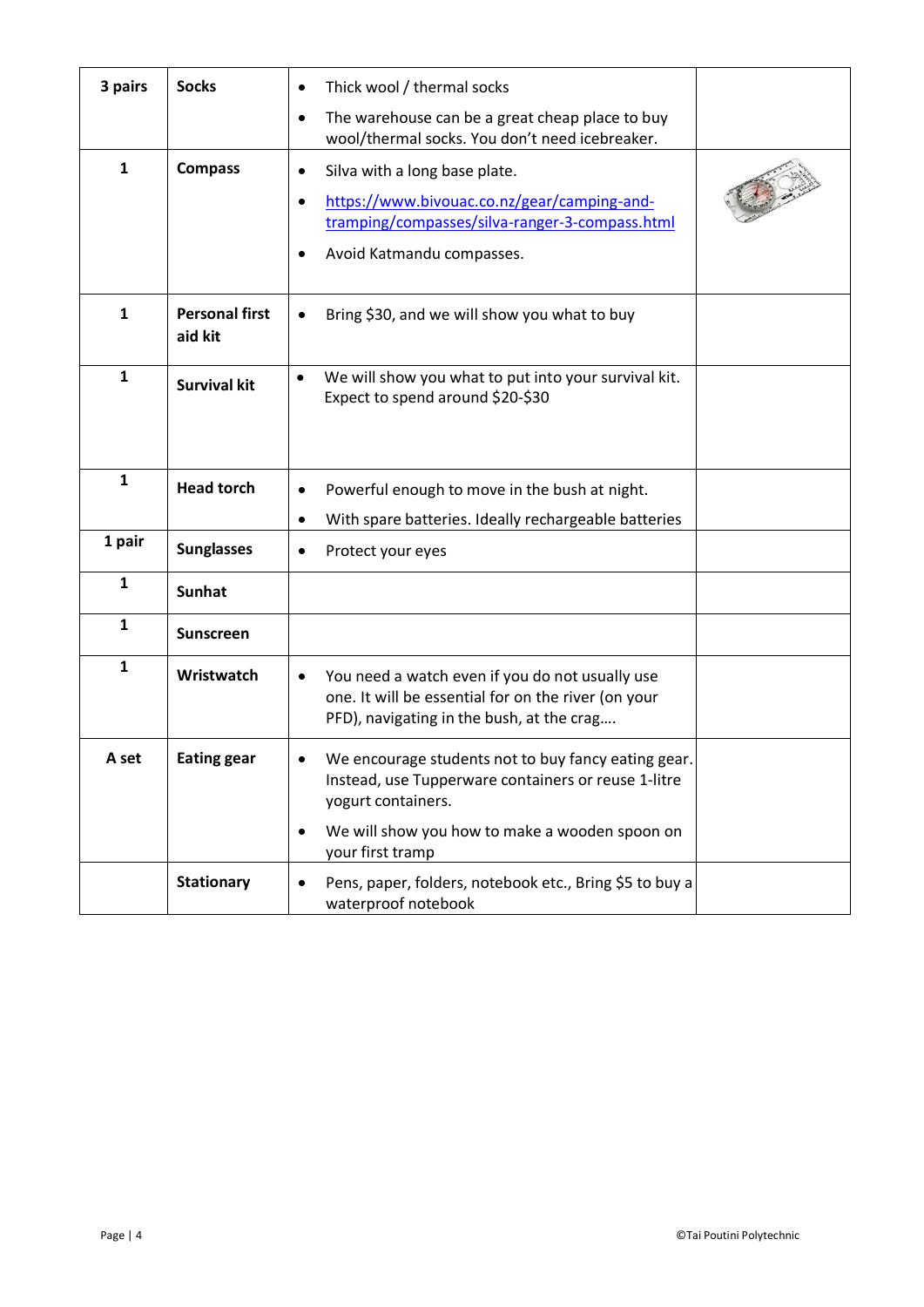| 3 pairs | **Socks** | • Thick wool / thermal socks<br>• The warehouse can be a great cheap place to buy wool/thermal socks. You don't need icebreaker. | |
|---|---|---|---|
| 1 | **Compass** | • Silva with a long base plate.<br>• https://www.bivouac.co.nz/gear/camping-and-tramping/compasses/silva-ranger-3-compass.html<br>• Avoid Katmandu compasses. | |
| 1 | **Personal first aid kit** | • Bring $30, and we will show you what to buy | |
| 1 | **Survival kit** | • We will show you what to put into your survival kit. Expect to spend around $20-$30 | |
| 1 | **Head torch** | • Powerful enough to move in the bush at night.<br>• With spare batteries. Ideally rechargeable batteries | |
| 1 pair | **Sunglasses** | • Protect your eyes | |
| 1 | **Sunhat** | | |
| 1 | **Sunscreen** | | |
| 1 | **Wristwatch** | • You need a watch even if you do not usually use one. It will be essential for on the river (on your PFD), navigating in the bush, at the crag…. | |
| A set | **Eating gear** | • We encourage students not to buy fancy eating gear. Instead, use Tupperware containers or reuse 1-litre yogurt containers.<br>• We will show you how to make a wooden spoon on your first tramp | |
| | **Stationary** | • Pens, paper, folders, notebook etc., Bring $5 to buy a waterproof notebook | |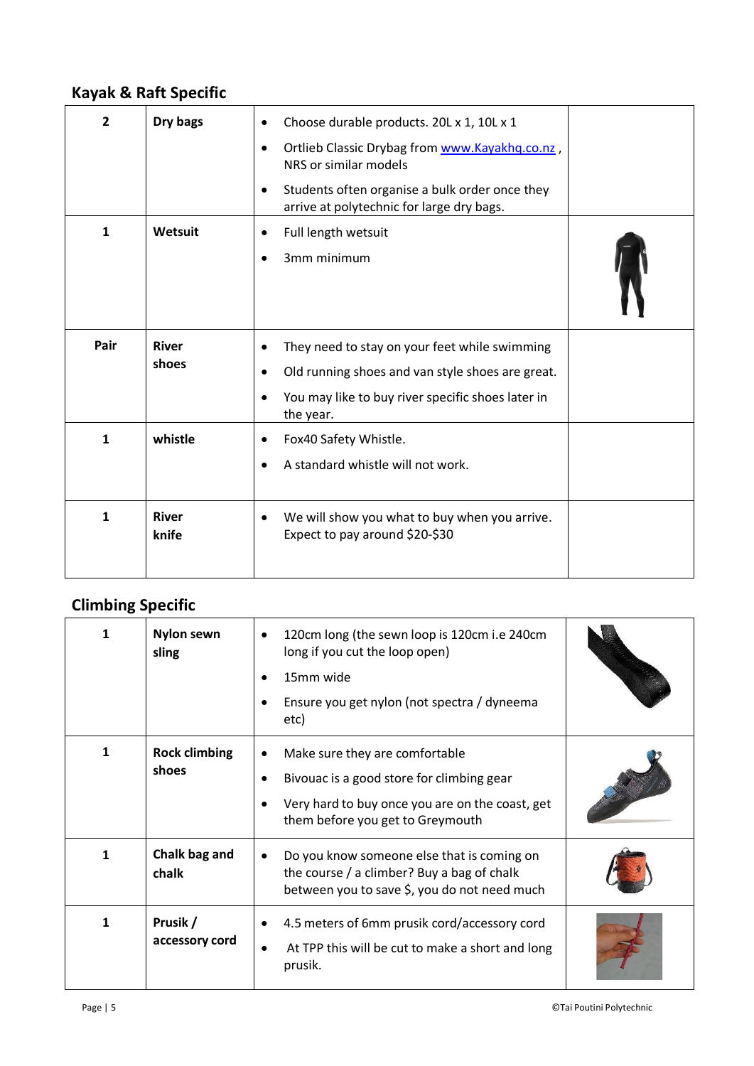## Kayak & Raft Specific

| | | | |
|---|---|---|---|
| **2** | **Dry bags** | • Choose durable products. 20L x 1, 10L x 1<br>• Ortlieb Classic Drybag from www.Kayakhq.co.nz , NRS or similar models<br>• Students often organise a bulk order once they arrive at polytechnic for large dry bags. | |
| **1** | **Wetsuit** | • Full length wetsuit<br>• 3mm minimum | |
| **Pair** | **River shoes** | • They need to stay on your feet while swimming<br>• Old running shoes and van style shoes are great.<br>• You may like to buy river specific shoes later in the year. | |
| **1** | **whistle** | • Fox40 Safety Whistle.<br>• A standard whistle will not work. | |
| **1** | **River knife** | • We will show you what to buy when you arrive. Expect to pay around $20-$30 | |

## Climbing Specific

| | | | |
|---|---|---|---|
| **1** | **Nylon sewn sling** | • 120cm long (the sewn loop is 120cm i.e 240cm long if you cut the loop open)<br>• 15mm wide<br>• Ensure you get nylon (not spectra / dyneema etc) | |
| **1** | **Rock climbing shoes** | • Make sure they are comfortable<br>• Bivouac is a good store for climbing gear<br>• Very hard to buy once you are on the coast, get them before you get to Greymouth | |
| **1** | **Chalk bag and chalk** | • Do you know someone else that is coming on the course / a climber? Buy a bag of chalk between you to save $, you do not need much | |
| **1** | **Prusik / accessory cord** | • 4.5 meters of 6mm prusik cord/accessory cord<br>• At TPP this will be cut to make a short and long prusik. | |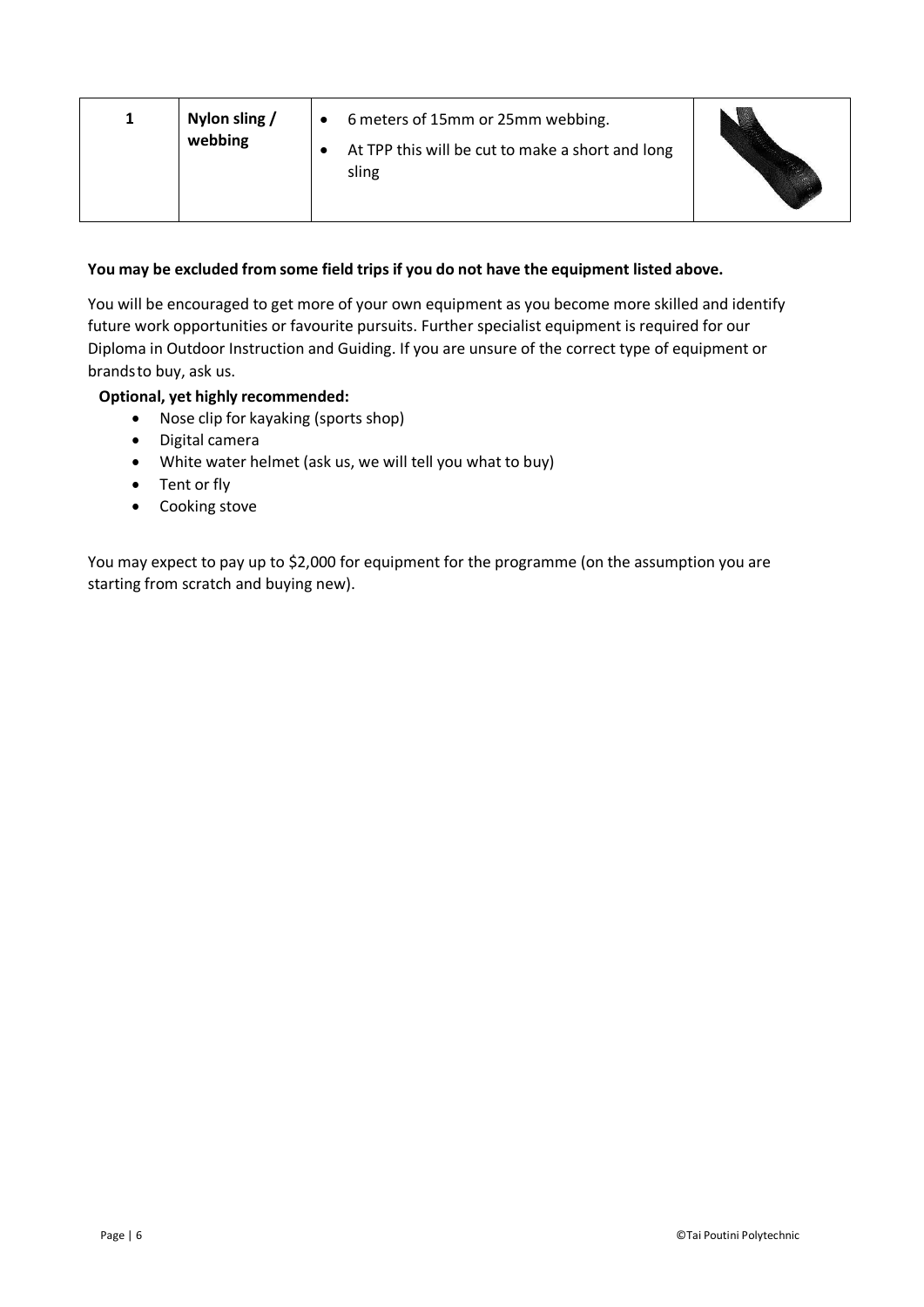| | | | |
|---|---|---|---|
| 1 | **Nylon sling / webbing** | • 6 meters of 15mm or 25mm webbing.<br>• At TPP this will be cut to make a short and long sling | |

**You may be excluded from some field trips if you do not have the equipment listed above.**

You will be encouraged to get more of your own equipment as you become more skilled and identify future work opportunities or favourite pursuits. Further specialist equipment is required for our Diploma in Outdoor Instruction and Guiding. If you are unsure of the correct type of equipment or brands to buy, ask us.

**Optional, yet highly recommended:**

- Nose clip for kayaking (sports shop)
- Digital camera
- White water helmet (ask us, we will tell you what to buy)
- Tent or fly
- Cooking stove

You may expect to pay up to $2,000 for equipment for the programme (on the assumption you are starting from scratch and buying new).